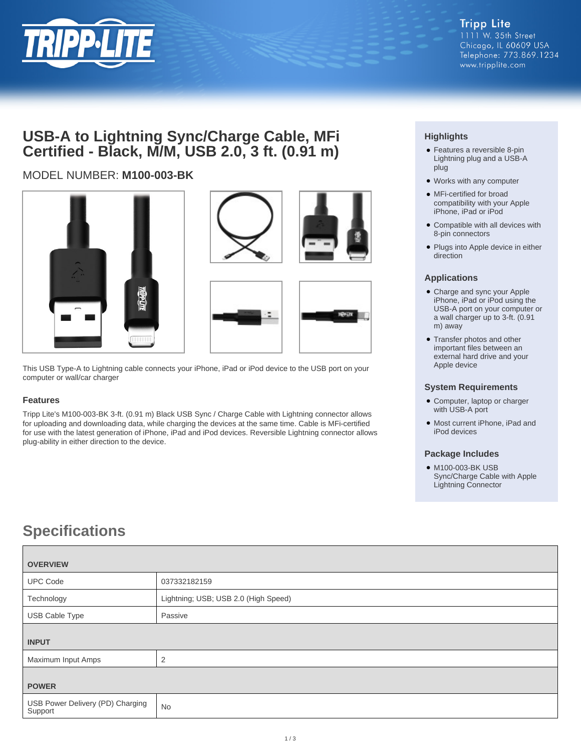Tripp Lite
1111 W. 35th Street
Chicago, IL 60609 USA
Telephone: 773.869.1234
www.tripplite.com

# USB-A to Lightning Sync/Charge Cable, MFi Certified - Black, M/M, USB 2.0, 3 ft. (0.91 m)

MODEL NUMBER: **M100-003-BK**

This USB Type-A to Lightning cable connects your iPhone, iPad or iPod device to the USB port on your computer or wall/car charger

### Features

Tripp Lite's M100-003-BK 3-ft. (0.91 m) Black USB Sync / Charge Cable with Lightning connector allows for uploading and downloading data, while charging the devices at the same time. Cable is MFi-certified for use with the latest generation of iPhone, iPad and iPod devices. Reversible Lightning connector allows plug-ability in either direction to the device.

### Highlights

- Features a reversible 8-pin Lightning plug and a USB-A plug
- Works with any computer
- MFi-certified for broad compatibility with your Apple iPhone, iPad or iPod
- Compatible with all devices with 8-pin connectors
- Plugs into Apple device in either direction

### Applications

- Charge and sync your Apple iPhone, iPad or iPod using the USB-A port on your computer or a wall charger up to 3-ft. (0.91 m) away
- Transfer photos and other important files between an external hard drive and your Apple device

### System Requirements

- Computer, laptop or charger with USB-A port
- Most current iPhone, iPad and iPod devices

### Package Includes

- M100-003-BK USB Sync/Charge Cable with Apple Lightning Connector

## Specifications

| | |
|---|---|
| **OVERVIEW** | |
| UPC Code | 037332182159 |
| Technology | Lightning; USB; USB 2.0 (High Speed) |
| USB Cable Type | Passive |
| **INPUT** | |
| Maximum Input Amps | 2 |
| **POWER** | |
| USB Power Delivery (PD) Charging Support | No |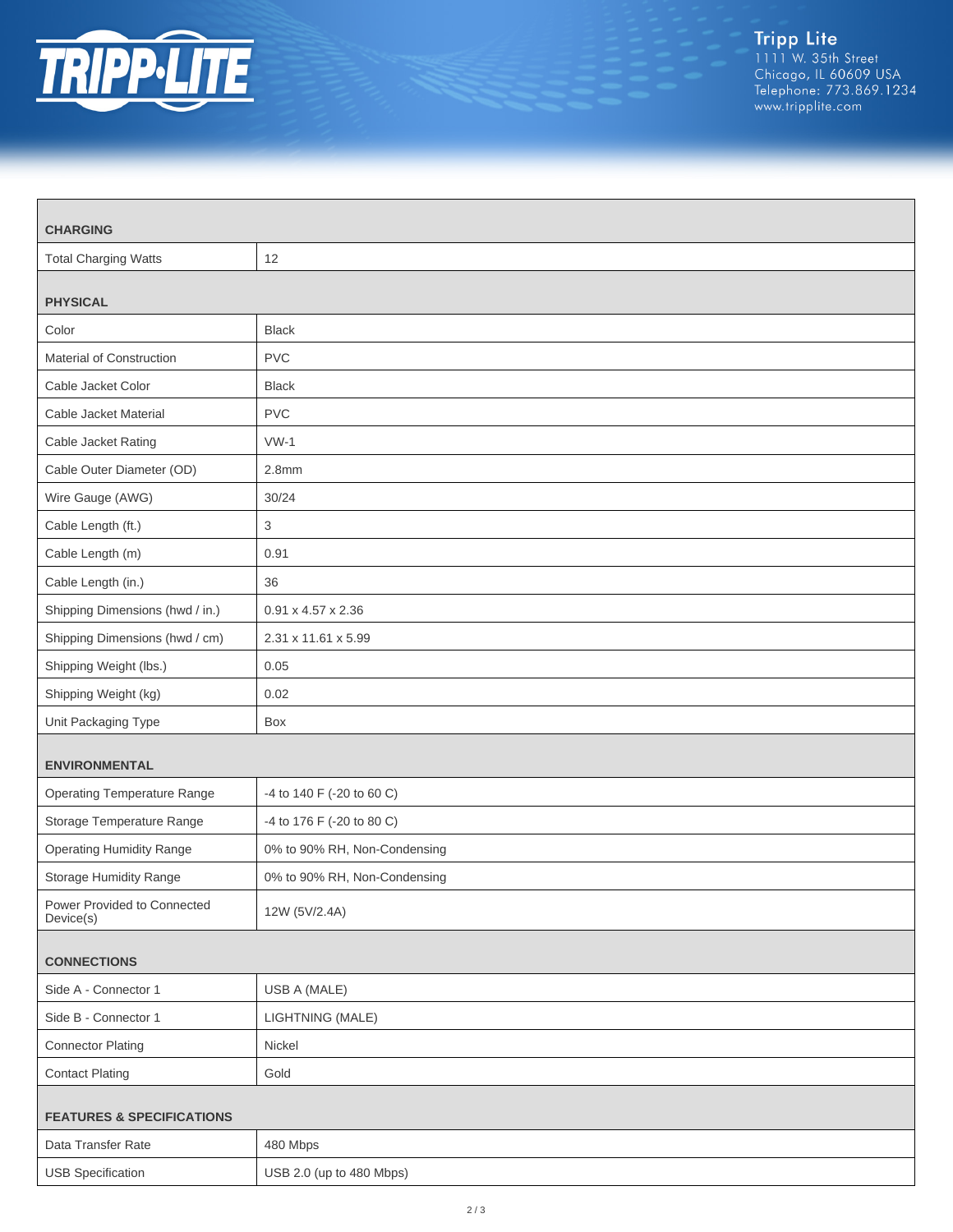| | |
|---|---|
| **CHARGING** | |
| Total Charging Watts | 12 |
| **PHYSICAL** | |
| Color | Black |
| Material of Construction | PVC |
| Cable Jacket Color | Black |
| Cable Jacket Material | PVC |
| Cable Jacket Rating | VW-1 |
| Cable Outer Diameter (OD) | 2.8mm |
| Wire Gauge (AWG) | 30/24 |
| Cable Length (ft.) | 3 |
| Cable Length (m) | 0.91 |
| Cable Length (in.) | 36 |
| Shipping Dimensions (hwd / in.) | 0.91 x 4.57 x 2.36 |
| Shipping Dimensions (hwd / cm) | 2.31 x 11.61 x 5.99 |
| Shipping Weight (lbs.) | 0.05 |
| Shipping Weight (kg) | 0.02 |
| Unit Packaging Type | Box |
| **ENVIRONMENTAL** | |
| Operating Temperature Range | -4 to 140 F (-20 to 60 C) |
| Storage Temperature Range | -4 to 176 F (-20 to 80 C) |
| Operating Humidity Range | 0% to 90% RH, Non-Condensing |
| Storage Humidity Range | 0% to 90% RH, Non-Condensing |
| Power Provided to Connected Device(s) | 12W (5V/2.4A) |
| **CONNECTIONS** | |
| Side A - Connector 1 | USB A (MALE) |
| Side B - Connector 1 | LIGHTNING (MALE) |
| Connector Plating | Nickel |
| Contact Plating | Gold |
| **FEATURES & SPECIFICATIONS** | |
| Data Transfer Rate | 480 Mbps |
| USB Specification | USB 2.0 (up to 480 Mbps) |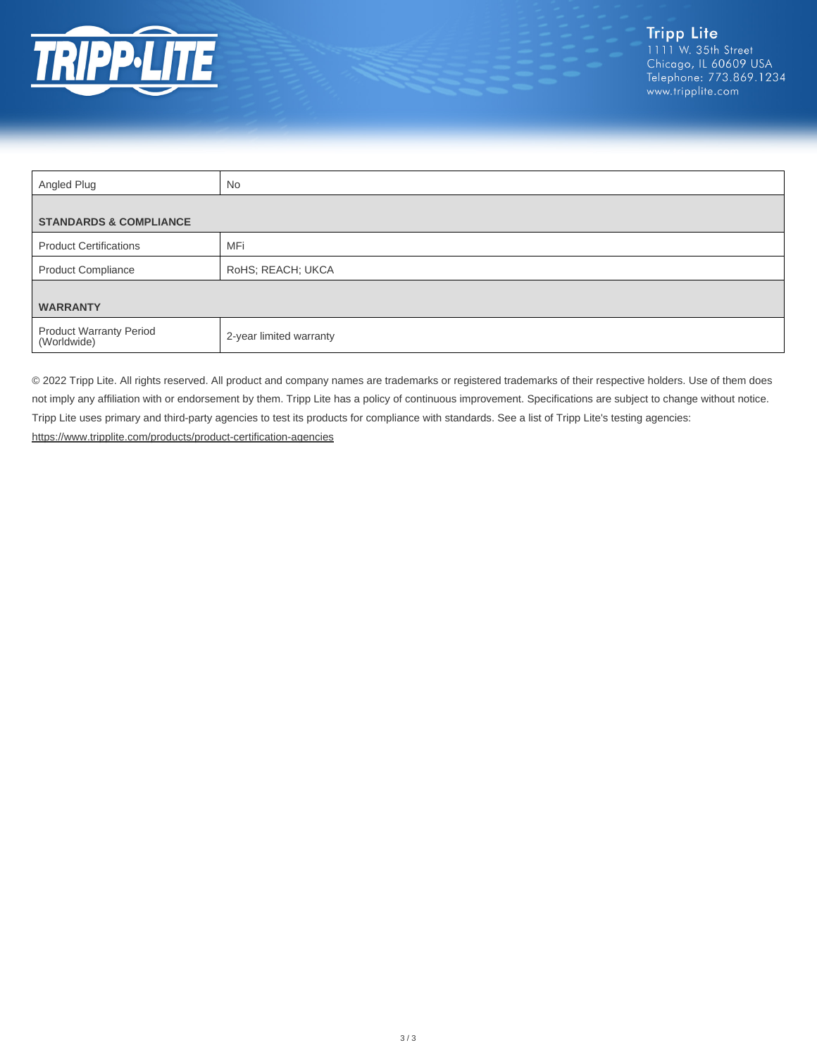| | |
|---|---|
| Angled Plug | No |
| **STANDARDS & COMPLIANCE** | |
| Product Certifications | MFi |
| Product Compliance | RoHS; REACH; UKCA |
| **WARRANTY** | |
| Product Warranty Period (Worldwide) | 2-year limited warranty |

© 2022 Tripp Lite. All rights reserved. All product and company names are trademarks or registered trademarks of their respective holders. Use of them does not imply any affiliation with or endorsement by them. Tripp Lite has a policy of continuous improvement. Specifications are subject to change without notice. Tripp Lite uses primary and third-party agencies to test its products for compliance with standards. See a list of Tripp Lite's testing agencies: https://www.tripplite.com/products/product-certification-agencies